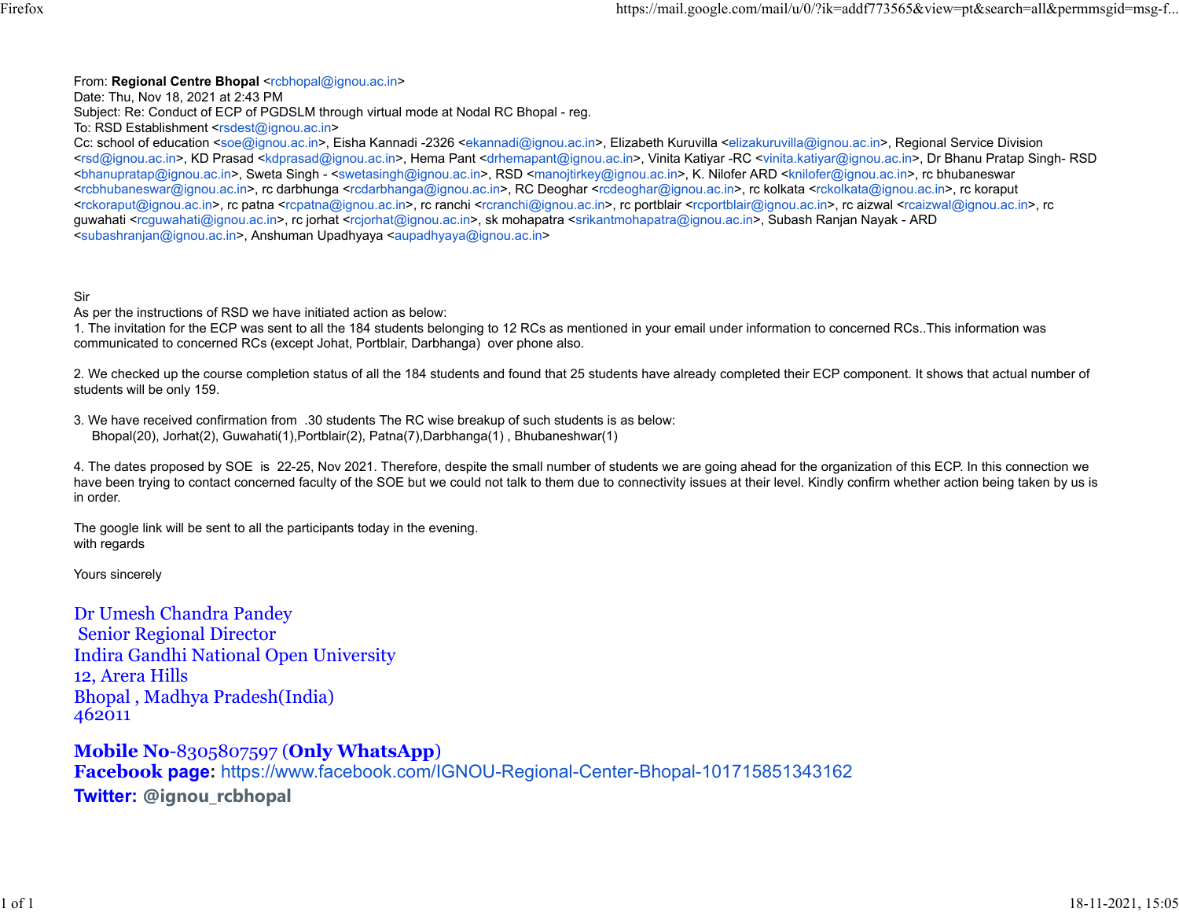From: **Regional Centre Bhopal** <rcbhopal@ignou.ac.in>
Date: Thu, Nov 18, 2021 at 2:43 PM
Subject: Re: Conduct of ECP of PGDSLM through virtual mode at Nodal RC Bhopal - reg.
To: RSD Establishment <rsdest@ignou.ac.in>
Cc: school of education <soe@ignou.ac.in>, Eisha Kannadi -2326 <ekannadi@ignou.ac.in>, Elizabeth Kuruvilla <elizakuruvilla@ignou.ac.in>, Regional Service Division <rsd@ignou.ac.in>, KD Prasad <kdprasad@ignou.ac.in>, Hema Pant <drhemapant@ignou.ac.in>, Vinita Katiyar -RC <vinita.katiyar@ignou.ac.in>, Dr Bhanu Pratap Singh- RSD <bhanupratap@ignou.ac.in>, Sweta Singh - <swetasingh@ignou.ac.in>, RSD <manojtirkey@ignou.ac.in>, K. Nilofer ARD <knilofer@ignou.ac.in>, rc bhubaneswar <rcbhubaneswar@ignou.ac.in>, rc darbhunga <rcdarbhanga@ignou.ac.in>, RC Deoghar <rcdeoghar@ignou.ac.in>, rc kolkata <rckolkata@ignou.ac.in>, rc koraput <rckoraput@ignou.ac.in>, rc patna <rcpatna@ignou.ac.in>, rc ranchi <rcranchi@ignou.ac.in>, rc portblair <rcportblair@ignou.ac.in>, rc aizwal <rcaizwal@ignou.ac.in>, rc guwahati <rcguwahati@ignou.ac.in>, rc jorhat <rcjorhat@ignou.ac.in>, sk mohapatra <srikantmohapatra@ignou.ac.in>, Subash Ranjan Nayak - ARD <subashranjan@ignou.ac.in>, Anshuman Upadhyaya <aupadhyaya@ignou.ac.in>

Sir
As per the instructions of RSD we have initiated action as below:
1. The invitation for the ECP was sent to all the 184 students belonging to 12 RCs as mentioned in your email under information to concerned RCs..This information was communicated to concerned RCs (except Johat, Portblair, Darbhanga) over phone also.

2. We checked up the course completion status of all the 184 students and found that 25 students have already completed their ECP component. It shows that actual number of students will be only 159.

3. We have received confirmation from .30 students The RC wise breakup of such students is as below:
Bhopal(20), Jorhat(2), Guwahati(1),Portblair(2), Patna(7),Darbhanga(1) , Bhubaneshwar(1)

4. The dates proposed by SOE is 22-25, Nov 2021. Therefore, despite the small number of students we are going ahead for the organization of this ECP. In this connection we have been trying to contact concerned faculty of the SOE but we could not talk to them due to connectivity issues at their level. Kindly confirm whether action being taken by us is in order.

The google link will be sent to all the participants today in the evening.
with regards

Yours sincerely

Dr Umesh Chandra Pandey
Senior Regional Director
Indira Gandhi National Open University
12, Arera Hills
Bhopal , Madhya Pradesh(India)
462011

**Mobile No**-8305807597 (**Only WhatsApp**)
**Facebook page:** https://www.facebook.com/IGNOU-Regional-Center-Bhopal-101715851343162
**Twitter: @ignou_rcbhopal**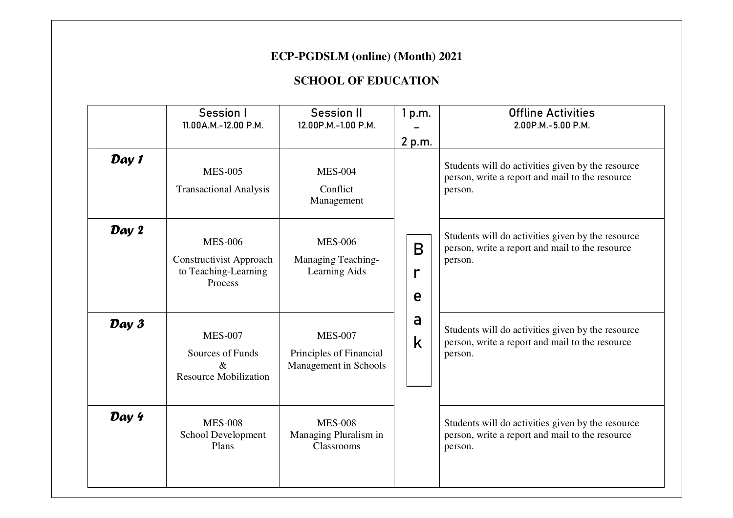**ECP-PGDSLM (online) (Month) 2021**

**SCHOOL OF EDUCATION**

| | Session I<br>11.00A.M.-12.00 P.M. | Session II<br>12.00P.M.-1.00 P.M. | 1 p.m. – 2 p.m. | Offline Activities<br>2.00P.M.-5.00 P.M. |
|---|---|---|---|---|
| ***Day 1*** | MES-005<br>Transactional Analysis | MES-004<br>Conflict Management | Break | Students will do activities given by the resource person, write a report and mail to the resource person. |
| ***Day 2*** | MES-006<br>Constructivist Approach to Teaching-Learning Process | MES-006<br>Managing Teaching-Learning Aids | | Students will do activities given by the resource person, write a report and mail to the resource person. |
| ***Day 3*** | MES-007<br>Sources of Funds & Resource Mobilization | MES-007<br>Principles of Financial Management in Schools | | Students will do activities given by the resource person, write a report and mail to the resource person. |
| ***Day 4*** | MES-008<br>School Development Plans | MES-008<br>Managing Pluralism in Classrooms | | Students will do activities given by the resource person, write a report and mail to the resource person. |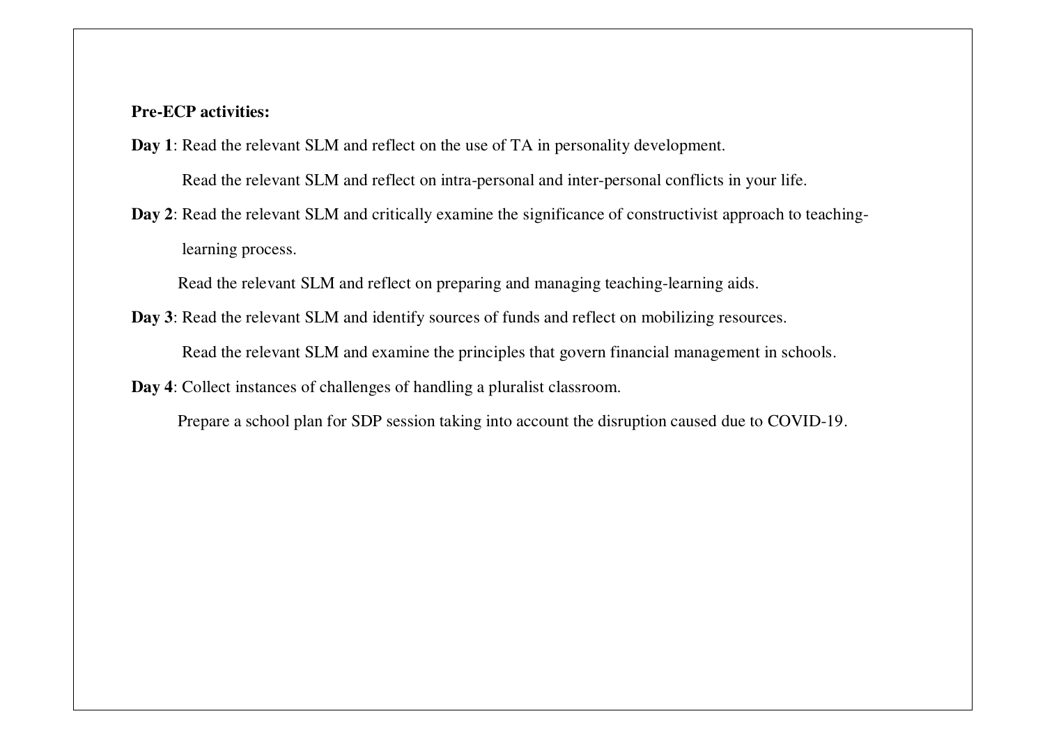**Pre-ECP activities:**

**Day 1**: Read the relevant SLM and reflect on the use of TA in personality development.

Read the relevant SLM and reflect on intra-personal and inter-personal conflicts in your life.

**Day 2**: Read the relevant SLM and critically examine the significance of constructivist approach to teaching-learning process.

Read the relevant SLM and reflect on preparing and managing teaching-learning aids.

**Day 3**: Read the relevant SLM and identify sources of funds and reflect on mobilizing resources.

Read the relevant SLM and examine the principles that govern financial management in schools.

**Day 4**: Collect instances of challenges of handling a pluralist classroom.

Prepare a school plan for SDP session taking into account the disruption caused due to COVID-19.